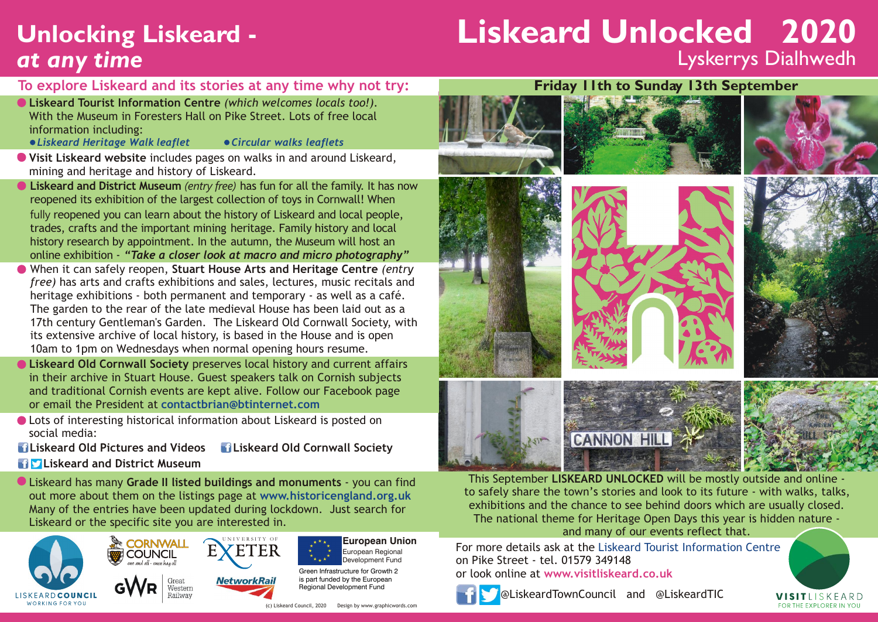# Unlocking Liskeard - *at any time*

## To explore Liskeard and its stories at any time why not try:

- **Liskeard Tourist Information Centre** *(which welcomes locals too!)*. With the Museum in Foresters Hall on Pike Street. Lots of free local information including:
  - *Liskeard Heritage Walk leaflet*
  - *Circular walks leaflets*
- **Visit Liskeard website** includes pages on walks in and around Liskeard, mining and heritage and history of Liskeard.
- **Liskeard and District Museum** *(entry free)* has fun for all the family. It has now reopened its exhibition of the largest collection of toys in Cornwall! When fully reopened you can learn about the history of Liskeard and local people, trades, crafts and the important mining heritage. Family history and local history research by appointment. In the autumn, the Museum will host an online exhibition - ***"Take a closer look at macro and micro photography"***
- When it can safely reopen, **Stuart House Arts and Heritage Centre** *(entry free)* has arts and crafts exhibitions and sales, lectures, music recitals and heritage exhibitions - both permanent and temporary - as well as a café. The garden to the rear of the late medieval House has been laid out as a 17th century Gentleman's Garden. The Liskeard Old Cornwall Society, with its extensive archive of local history, is based in the House and is open 10am to 1pm on Wednesdays when normal opening hours resume.
- **Liskeard Old Cornwall Society** preserves local history and current affairs in their archive in Stuart House. Guest speakers talk on Cornish subjects and traditional Cornish events are kept alive. Follow our Facebook page or email the President at **contactbrian@btinternet.com**
- Lots of interesting historical information about Liskeard is posted on social media:
  - **Liskeard Old Pictures and Videos**
  - **Liskeard Old Cornwall Society**
  - **Liskeard and District Museum**
- Liskeard has many **Grade II listed buildings and monuments** - you can find out more about them on the listings page at **www.historicengland.org.uk** Many of the entries have been updated during lockdown. Just search for Liskeard or the specific site you are interested in.

Liskeard Council – Working for You | Cornwall Council – one and all · onen hag oll | University of Exeter | GWR Great Western Railway | Network Rail

**European Union** European Regional Development Fund

Green Infrastructure for Growth 2 is part funded by the European Regional Development Fund

(c) Liskeard Council, 2020 Design by www.graphicwords.com

# Liskeard Unlocked 2020

## Lyskerrys Dialhwedh

### Friday 11th to Sunday 13th September

CANNON HILL

This September **LISKEARD UNLOCKED** will be mostly outside and online - to safely share the town's stories and look to its future - with walks, talks, exhibitions and the chance to see behind doors which are usually closed. The national theme for Heritage Open Days this year is hidden nature - and many of our events reflect that.

For more details ask at the Liskeard Tourist Information Centre on Pike Street - tel. 01579 349148
or look online at **www.visitliskeard.co.uk**

@LiskeardTownCouncil and @LiskeardTIC

VISIT LISKEARD – FOR THE EXPLORER IN YOU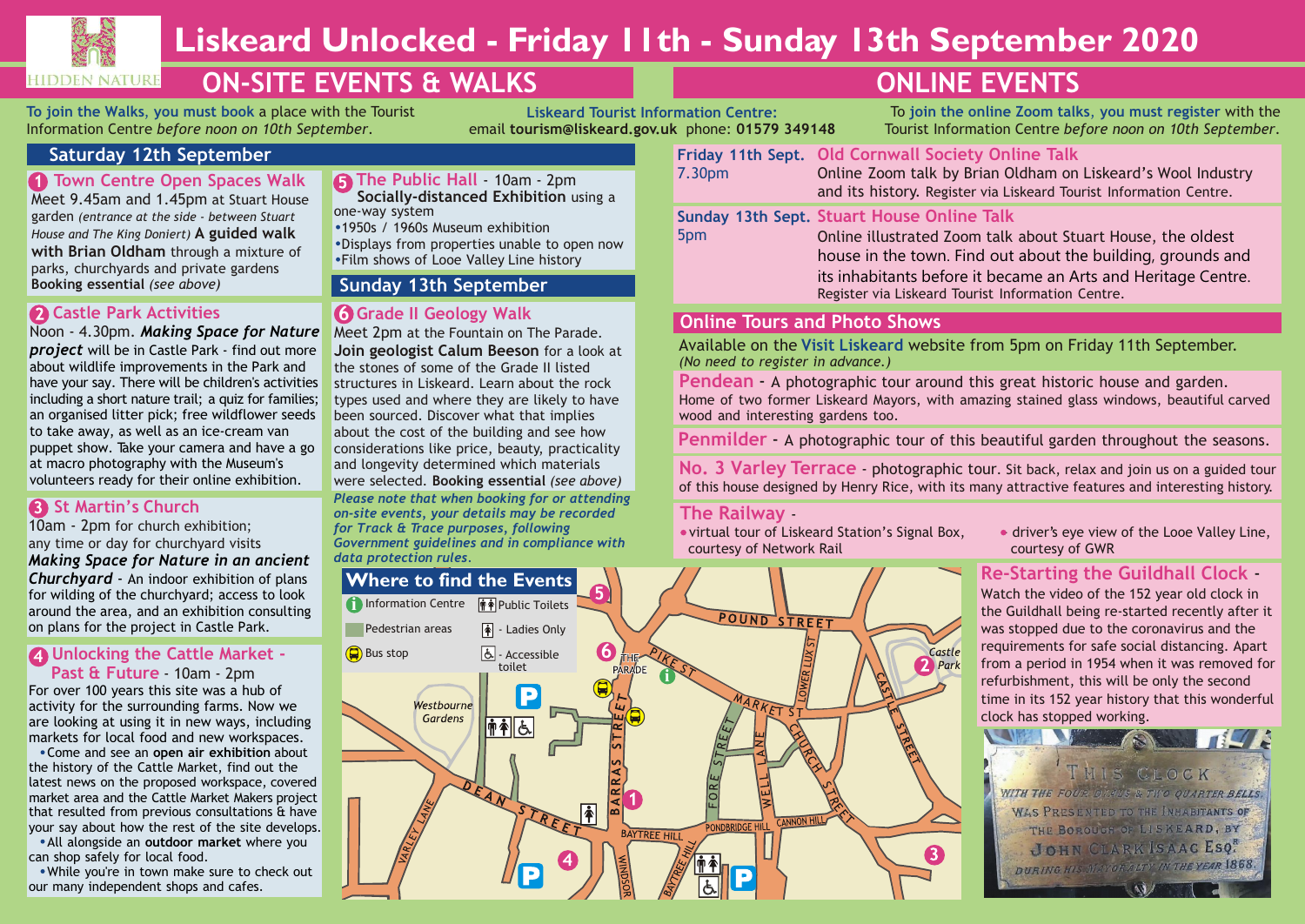# Liskeard Unlocked - Friday 11th - Sunday 13th September 2020

HIDDEN NATURE

## ON-SITE EVENTS & WALKS

**To join the Walks, you must book** a place with the Tourist Information Centre *before noon on 10th September*.

**Liskeard Tourist Information Centre:**
email **tourism@liskeard.gov.uk** phone: **01579 349148**

### Saturday 12th September

**1 Town Centre Open Spaces Walk**
Meet 9.45am and 1.45pm at Stuart House garden *(entrance at the side - between Stuart House and The King Doniert)* **A guided walk with Brian Oldham** through a mixture of parks, churchyards and private gardens
**Booking essential** *(see above)*

**2 Castle Park Activities**
Noon - 4.30pm. ***Making Space for Nature project*** will be in Castle Park - find out more about wildlife improvements in the Park and have your say. There will be children's activities including a short nature trail; a quiz for families; an organised litter pick; free wildflower seeds to take away, as well as an ice-cream van puppet show. Take your camera and have a go at macro photography with the Museum's volunteers ready for their online exhibition.

**3 St Martin's Church**
10am - 2pm for church exhibition;
any time or day for churchyard visits
***Making Space for Nature in an ancient Churchyard*** - An indoor exhibition of plans for wilding of the churchyard; access to look around the area, and an exhibition consulting on plans for the project in Castle Park.

**4 Unlocking the Cattle Market - Past & Future** - 10am - 2pm
For over 100 years this site was a hub of activity for the surrounding farms. Now we are looking at using it in new ways, including markets for local food and new workspaces.
- Come and see an **open air exhibition** about the history of the Cattle Market, find out the latest news on the proposed workspace, covered market area and the Cattle Market Makers project that resulted from previous consultations & have your say about how the rest of the site develops.
- All alongside an **outdoor market** where you can shop safely for local food.
- While you're in town make sure to check out our many independent shops and cafes.

**5 The Public Hall** - 10am - 2pm
**Socially-distanced Exhibition** using a one-way system
- 1950s / 1960s Museum exhibition
- Displays from properties unable to open now
- Film shows of Looe Valley Line history

### Sunday 13th September

**6 Grade II Geology Walk**
Meet 2pm at the Fountain on The Parade.
**Join geologist Calum Beeson** for a look at the stones of some of the Grade II listed structures in Liskeard. Learn about the rock types used and where they are likely to have been sourced. Discover what that implies about the cost of the building and see how considerations like price, beauty, practicality and longevity determined which materials were selected. **Booking essential** *(see above)*

***Please note that when booking for or attending on-site events, your details may be recorded for Track & Trace purposes, following Government guidelines and in compliance with data protection rules.***

### Where to find the Events

Information Centre
Public Toilets
Pedestrian areas
Ladies Only
Bus stop
Accessible toilet

Westbourne Gardens
POUND STREET
PIKE ST
THE PARADE
LOWER LUX ST
Castle Park
MARKET ST
CASTLE STREET
CHURCH STREET
BARRAS STREET
FORE STREET
WELL LANE
DEAN STREET
VARLEY LANE
BAYTREE HILL
PONDBRIDGE HILL
CANNON HILL
WINDSOR
BAYTREE HILL

## ONLINE EVENTS

To **join the online Zoom talks, you must register** with the Tourist Information Centre *before noon on 10th September*.

**Friday 11th Sept.** 7.30pm
**Old Cornwall Society Online Talk**
Online Zoom talk by Brian Oldham on Liskeard's Wool Industry and its history. Register via Liskeard Tourist Information Centre.

**Sunday 13th Sept.** 5pm
**Stuart House Online Talk**
Online illustrated Zoom talk about Stuart House, the oldest house in the town. Find out about the building, grounds and its inhabitants before it became an Arts and Heritage Centre.
Register via Liskeard Tourist Information Centre.

### Online Tours and Photo Shows

Available on the **Visit Liskeard** website from 5pm on Friday 11th September.
*(No need to register in advance.)*

**Pendean** - A photographic tour around this great historic house and garden.
Home of two former Liskeard Mayors, with amazing stained glass windows, beautiful carved wood and interesting gardens too.

**Penmilder** - A photographic tour of this beautiful garden throughout the seasons.

**No. 3 Varley Terrace** - photographic tour. Sit back, relax and join us on a guided tour of this house designed by Henry Rice, with its many attractive features and interesting history.

**The Railway** -
- virtual tour of Liskeard Station's Signal Box, courtesy of Network Rail
- driver's eye view of the Looe Valley Line, courtesy of GWR

**Re-Starting the Guildhall Clock** -
Watch the video of the 152 year old clock in the Guildhall being re-started recently after it was stopped due to the coronavirus and the requirements for social distancing. Apart from a period in 1954 when it was removed for refurbishment, this will be only the second time in its 152 year history that this wonderful clock has stopped working.

THIS CLOCK
WITH THE FOUR DIALS & TWO QUARTER BELLS,
WAS PRESENTED TO THE INHABITANTS OF
THE BOROUGH OF LISKEARD, BY
JOHN CLARK ISAAC ESQ.
DURING HIS MAYORALTY IN THE YEAR 1868.